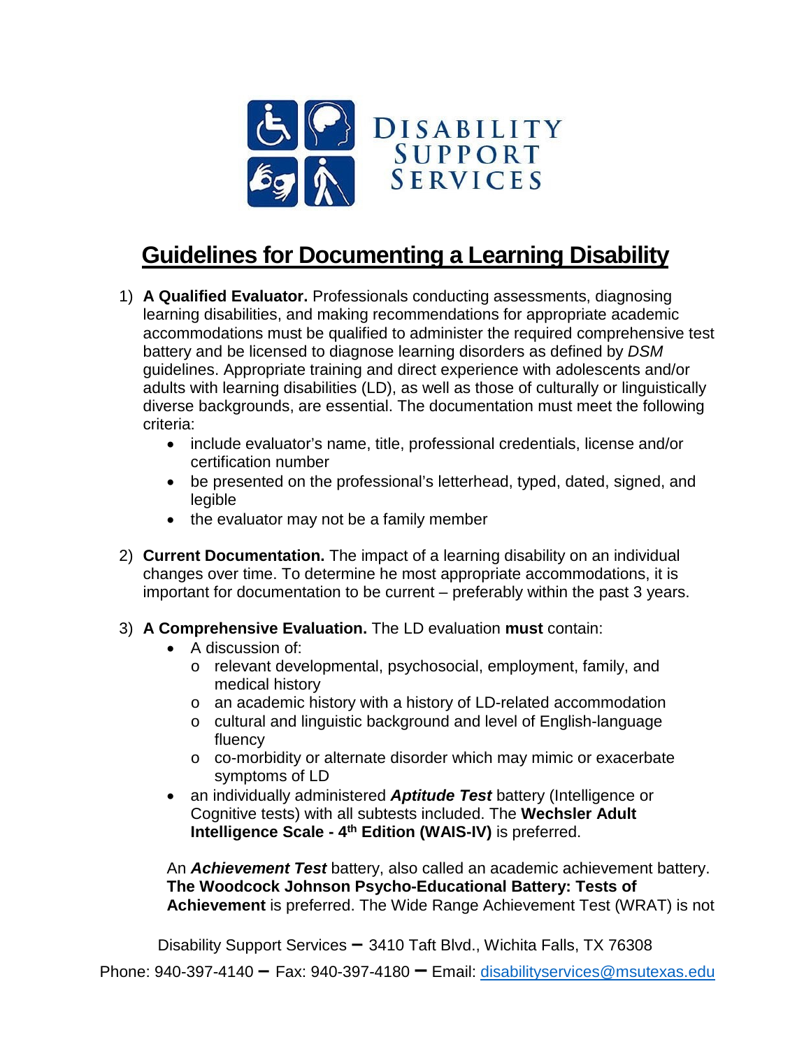# Guidelines for Documenting a Learning Disability

1) **A Qualified Evaluator.** Professionals conducting assessments, diagnosing learning disabilities, and making recommendations for appropriate academic accommodations must be qualified to administer the required comprehensive test battery and be licensed to diagnose learning disorders as defined by *DSM* guidelines. Appropriate training and direct experience with adolescents and/or adults with learning disabilities (LD), as well as those of culturally or linguistically diverse backgrounds, are essential. The documentation must meet the following criteria:
   - include evaluator's name, title, professional credentials, license and/or certification number
   - be presented on the professional's letterhead, typed, dated, signed, and legible
   - the evaluator may not be a family member

2) **Current Documentation.** The impact of a learning disability on an individual changes over time. To determine he most appropriate accommodations, it is important for documentation to be current – preferably within the past 3 years.

3) **A Comprehensive Evaluation.** The LD evaluation **must** contain:
   - A discussion of:
     - relevant developmental, psychosocial, employment, family, and medical history
     - an academic history with a history of LD-related accommodation
     - cultural and linguistic background and level of English-language fluency
     - co-morbidity or alternate disorder which may mimic or exacerbate symptoms of LD
   - an individually administered ***Aptitude Test*** battery (Intelligence or Cognitive tests) with all subtests included. The **Wechsler Adult Intelligence Scale - 4th Edition (WAIS-IV)** is preferred.

   An ***Achievement Test*** battery, also called an academic achievement battery. **The Woodcock Johnson Psycho-Educational Battery: Tests of Achievement** is preferred. The Wide Range Achievement Test (WRAT) is not

Disability Support Services – 3410 Taft Blvd., Wichita Falls, TX 76308

Phone: 940-397-4140 – Fax: 940-397-4180 – Email: disabilityservices@msutexas.edu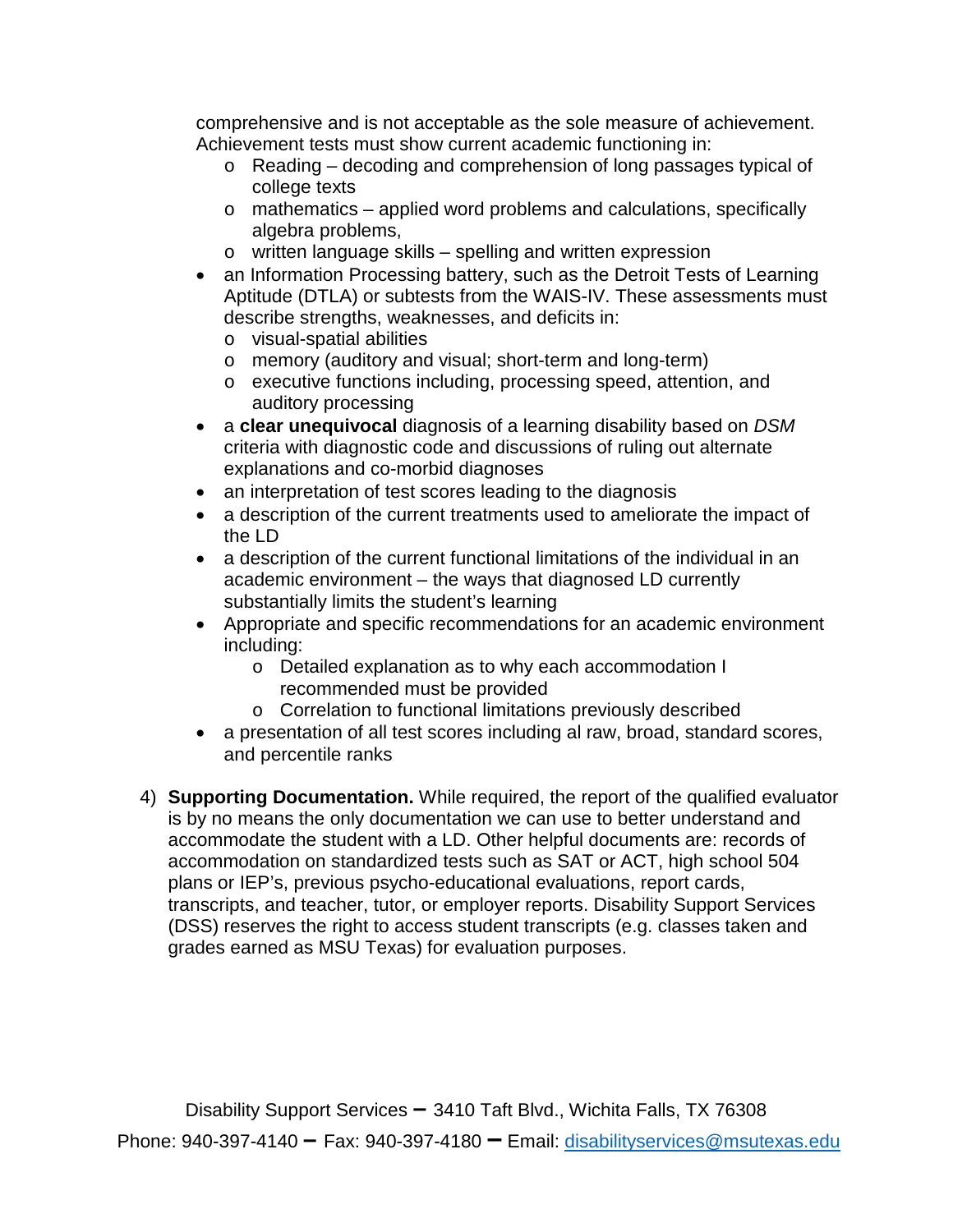comprehensive and is not acceptable as the sole measure of achievement. Achievement tests must show current academic functioning in:

  - Reading – decoding and comprehension of long passages typical of college texts
  - mathematics – applied word problems and calculations, specifically algebra problems,
  - written language skills – spelling and written expression

- an Information Processing battery, such as the Detroit Tests of Learning Aptitude (DTLA) or subtests from the WAIS-IV. These assessments must describe strengths, weaknesses, and deficits in:
  - visual-spatial abilities
  - memory (auditory and visual; short-term and long-term)
  - executive functions including, processing speed, attention, and auditory processing
- a **clear unequivocal** diagnosis of a learning disability based on *DSM* criteria with diagnostic code and discussions of ruling out alternate explanations and co-morbid diagnoses
- an interpretation of test scores leading to the diagnosis
- a description of the current treatments used to ameliorate the impact of the LD
- a description of the current functional limitations of the individual in an academic environment – the ways that diagnosed LD currently substantially limits the student's learning
- Appropriate and specific recommendations for an academic environment including:
  - Detailed explanation as to why each accommodation I recommended must be provided
  - Correlation to functional limitations previously described
- a presentation of all test scores including al raw, broad, standard scores, and percentile ranks

4) **Supporting Documentation.** While required, the report of the qualified evaluator is by no means the only documentation we can use to better understand and accommodate the student with a LD. Other helpful documents are: records of accommodation on standardized tests such as SAT or ACT, high school 504 plans or IEP's, previous psycho-educational evaluations, report cards, transcripts, and teacher, tutor, or employer reports. Disability Support Services (DSS) reserves the right to access student transcripts (e.g. classes taken and grades earned as MSU Texas) for evaluation purposes.